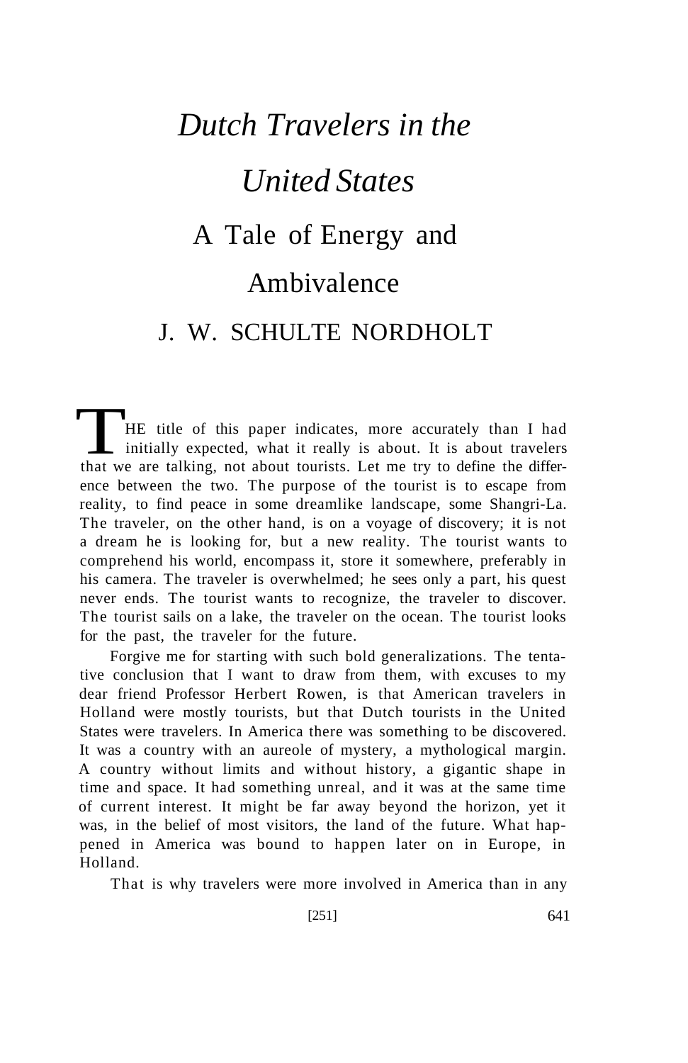# *Dutch Travelers in the United States*

## A Tale of Energy and Ambivalence

### J. W. SCHULTE NORDHOLT

THE title of this paper indicates, more accurately than I had initially expected, what it really is about. It is about travelers that we are talking, not about tourists. Let me try to define the difference between the two. The purpose of the tourist is to escape from reality, to find peace in some dreamlike landscape, some Shangri-La. The traveler, on the other hand, is on a voyage of discovery; it is not a dream he is looking for, but a new reality. The tourist wants to comprehend his world, encompass it, store it somewhere, preferably in his camera. The traveler is overwhelmed; he sees only a part, his quest never ends. The tourist wants to recognize, the traveler to discover. The tourist sails on a lake, the traveler on the ocean. The tourist looks for the past, the traveler for the future.

Forgive me for starting with such bold generalizations. The tentative conclusion that I want to draw from them, with excuses to my dear friend Professor Herbert Rowen, is that American travelers in Holland were mostly tourists, but that Dutch tourists in the United States were travelers. In America there was something to be discovered. It was a country with an aureole of mystery, a mythological margin. A country without limits and without history, a gigantic shape in time and space. It had something unreal, and it was at the same time of current interest. It might be far away beyond the horizon, yet it was, in the belief of most visitors, the land of the future. What happened in America was bound to happen later on in Europe, in Holland.

That is why travelers were more involved in America than in any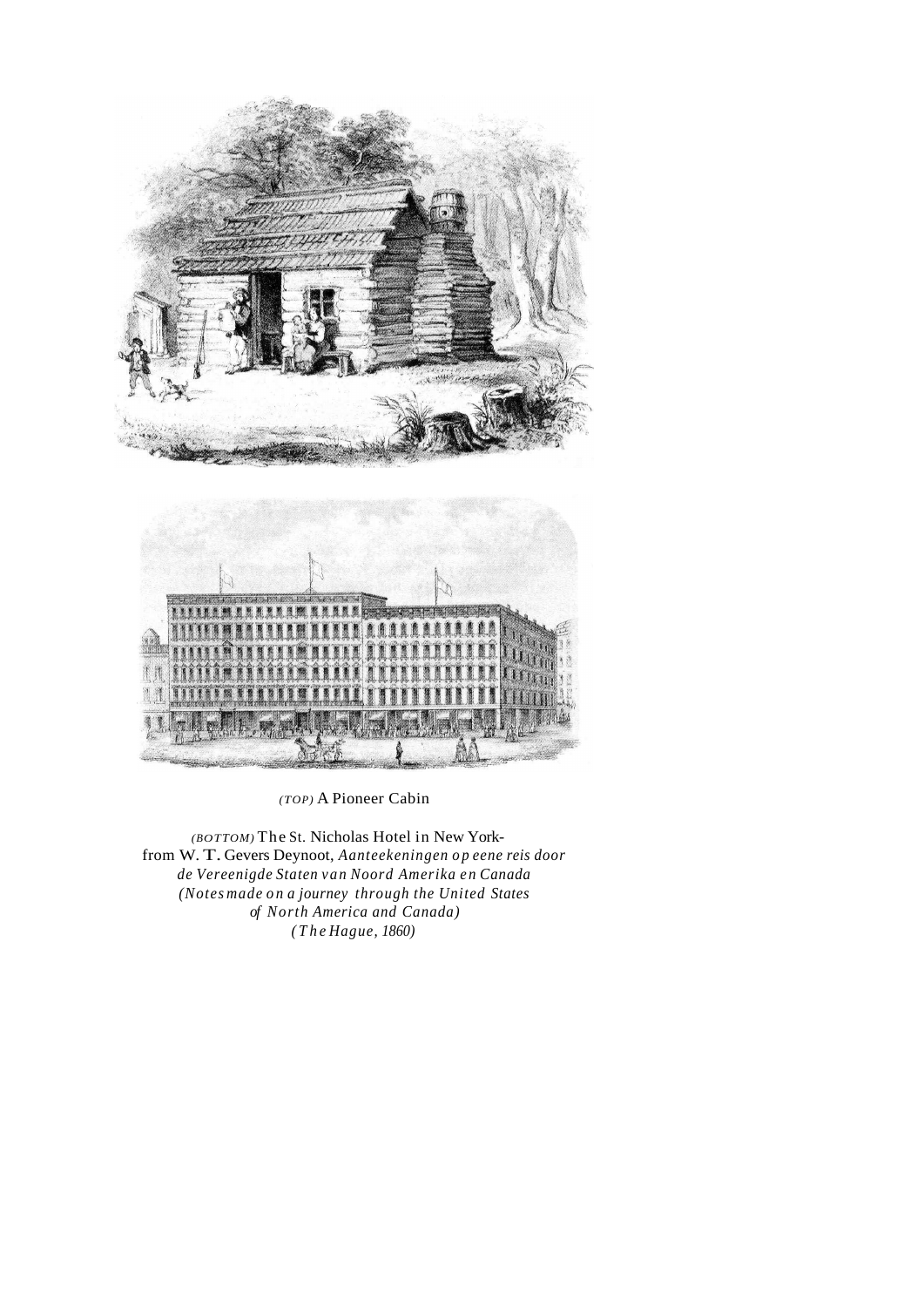*(TOP)* A Pioneer Cabin

*(BOTTOM)* The St. Nicholas Hotel in New York-
from W. T. Gevers Deynoot, *Aanteekeningen op eene reis door de Vereenigde Staten van Noord Amerika en Canada (Notes made on a journey through the United States of North America and Canada) (The Hague, 1860)*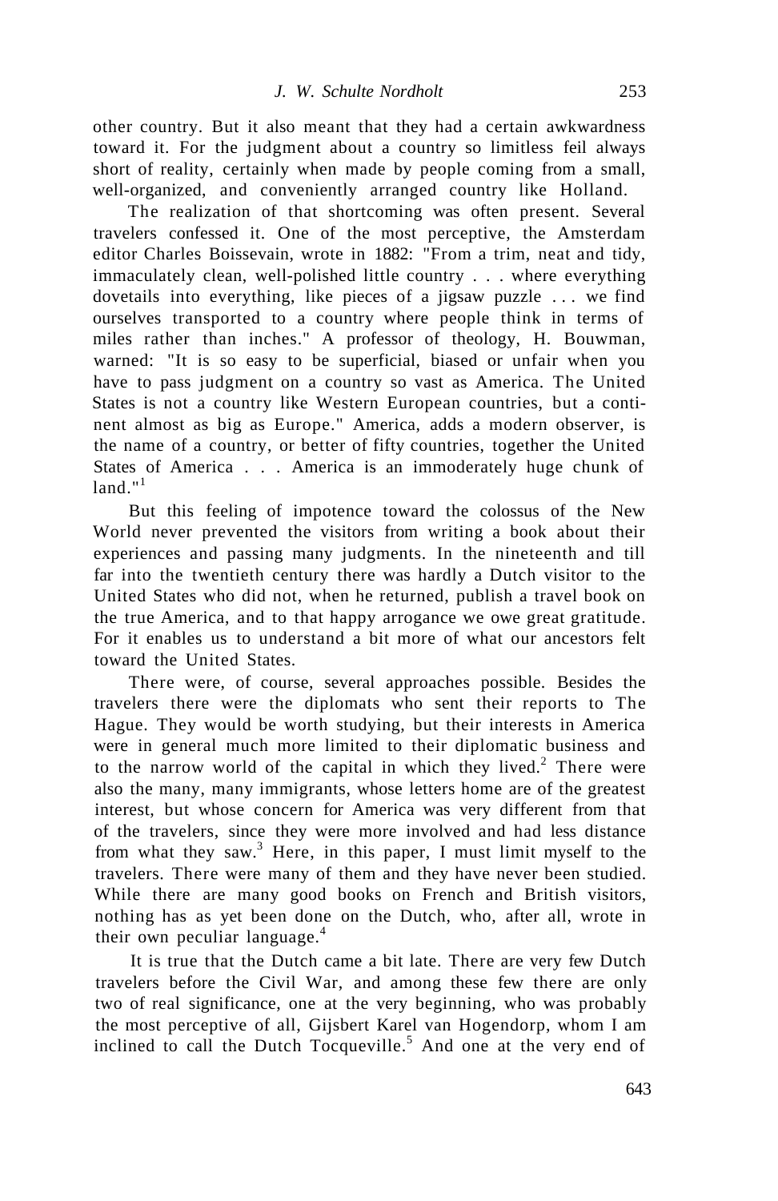other country. But it also meant that they had a certain awkwardness toward it. For the judgment about a country so limitless feil always short of reality, certainly when made by people coming from a small, well-organized, and conveniently arranged country like Holland.

The realization of that shortcoming was often present. Several travelers confessed it. One of the most perceptive, the Amsterdam editor Charles Boissevain, wrote in 1882: "From a trim, neat and tidy, immaculately clean, well-polished little country . . . where everything dovetails into everything, like pieces of a jigsaw puzzle . . . we find ourselves transported to a country where people think in terms of miles rather than inches." A professor of theology, H. Bouwman, warned: "It is so easy to be superficial, biased or unfair when you have to pass judgment on a country so vast as America. The United States is not a country like Western European countries, but a continent almost as big as Europe." America, adds a modern observer, is the name of a country, or better of fifty countries, together the United States of America . . . America is an immoderately huge chunk of land."[1]

But this feeling of impotence toward the colossus of the New World never prevented the visitors from writing a book about their experiences and passing many judgments. In the nineteenth and till far into the twentieth century there was hardly a Dutch visitor to the United States who did not, when he returned, publish a travel book on the true America, and to that happy arrogance we owe great gratitude. For it enables us to understand a bit more of what our ancestors felt toward the United States.

There were, of course, several approaches possible. Besides the travelers there were the diplomats who sent their reports to The Hague. They would be worth studying, but their interests in America were in general much more limited to their diplomatic business and to the narrow world of the capital in which they lived.[2] There were also the many, many immigrants, whose letters home are of the greatest interest, but whose concern for America was very different from that of the travelers, since they were more involved and had less distance from what they saw.[3] Here, in this paper, I must limit myself to the travelers. There were many of them and they have never been studied. While there are many good books on French and British visitors, nothing has as yet been done on the Dutch, who, after all, wrote in their own peculiar language.[4]

It is true that the Dutch came a bit late. There are very few Dutch travelers before the Civil War, and among these few there are only two of real significance, one at the very beginning, who was probably the most perceptive of all, Gijsbert Karel van Hogendorp, whom I am inclined to call the Dutch Tocqueville.[5] And one at the very end of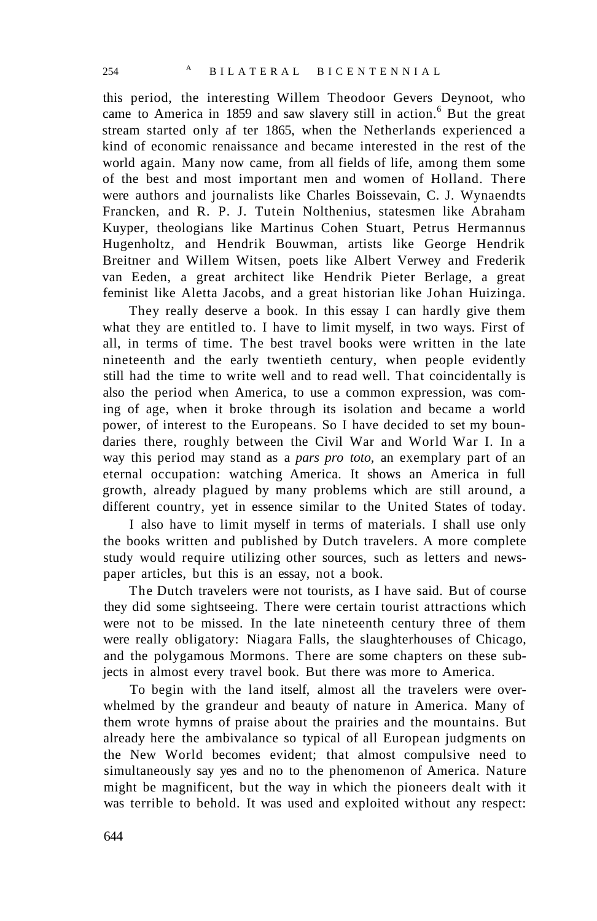this period, the interesting Willem Theodoor Gevers Deynoot, who came to America in 1859 and saw slavery still in action.[6] But the great stream started only af ter 1865, when the Netherlands experienced a kind of economic renaissance and became interested in the rest of the world again. Many now came, from all fields of life, among them some of the best and most important men and women of Holland. There were authors and journalists like Charles Boissevain, C. J. Wynaendts Francken, and R. P. J. Tutein Nolthenius, statesmen like Abraham Kuyper, theologians like Martinus Cohen Stuart, Petrus Hermannus Hugenholtz, and Hendrik Bouwman, artists like George Hendrik Breitner and Willem Witsen, poets like Albert Verwey and Frederik van Eeden, a great architect like Hendrik Pieter Berlage, a great feminist like Aletta Jacobs, and a great historian like Johan Huizinga.

They really deserve a book. In this essay I can hardly give them what they are entitled to. I have to limit myself, in two ways. First of all, in terms of time. The best travel books were written in the late nineteenth and the early twentieth century, when people evidently still had the time to write well and to read well. That coincidentally is also the period when America, to use a common expression, was coming of age, when it broke through its isolation and became a world power, of interest to the Europeans. So I have decided to set my boundaries there, roughly between the Civil War and World War I. In a way this period may stand as a *pars pro toto*, an exemplary part of an eternal occupation: watching America. It shows an America in full growth, already plagued by many problems which are still around, a different country, yet in essence similar to the United States of today.

I also have to limit myself in terms of materials. I shall use only the books written and published by Dutch travelers. A more complete study would require utilizing other sources, such as letters and newspaper articles, but this is an essay, not a book.

The Dutch travelers were not tourists, as I have said. But of course they did some sightseeing. There were certain tourist attractions which were not to be missed. In the late nineteenth century three of them were really obligatory: Niagara Falls, the slaughterhouses of Chicago, and the polygamous Mormons. There are some chapters on these subjects in almost every travel book. But there was more to America.

To begin with the land itself, almost all the travelers were overwhelmed by the grandeur and beauty of nature in America. Many of them wrote hymns of praise about the prairies and the mountains. But already here the ambivalance so typical of all European judgments on the New World becomes evident; that almost compulsive need to simultaneously say yes and no to the phenomenon of America. Nature might be magnificent, but the way in which the pioneers dealt with it was terrible to behold. It was used and exploited without any respect: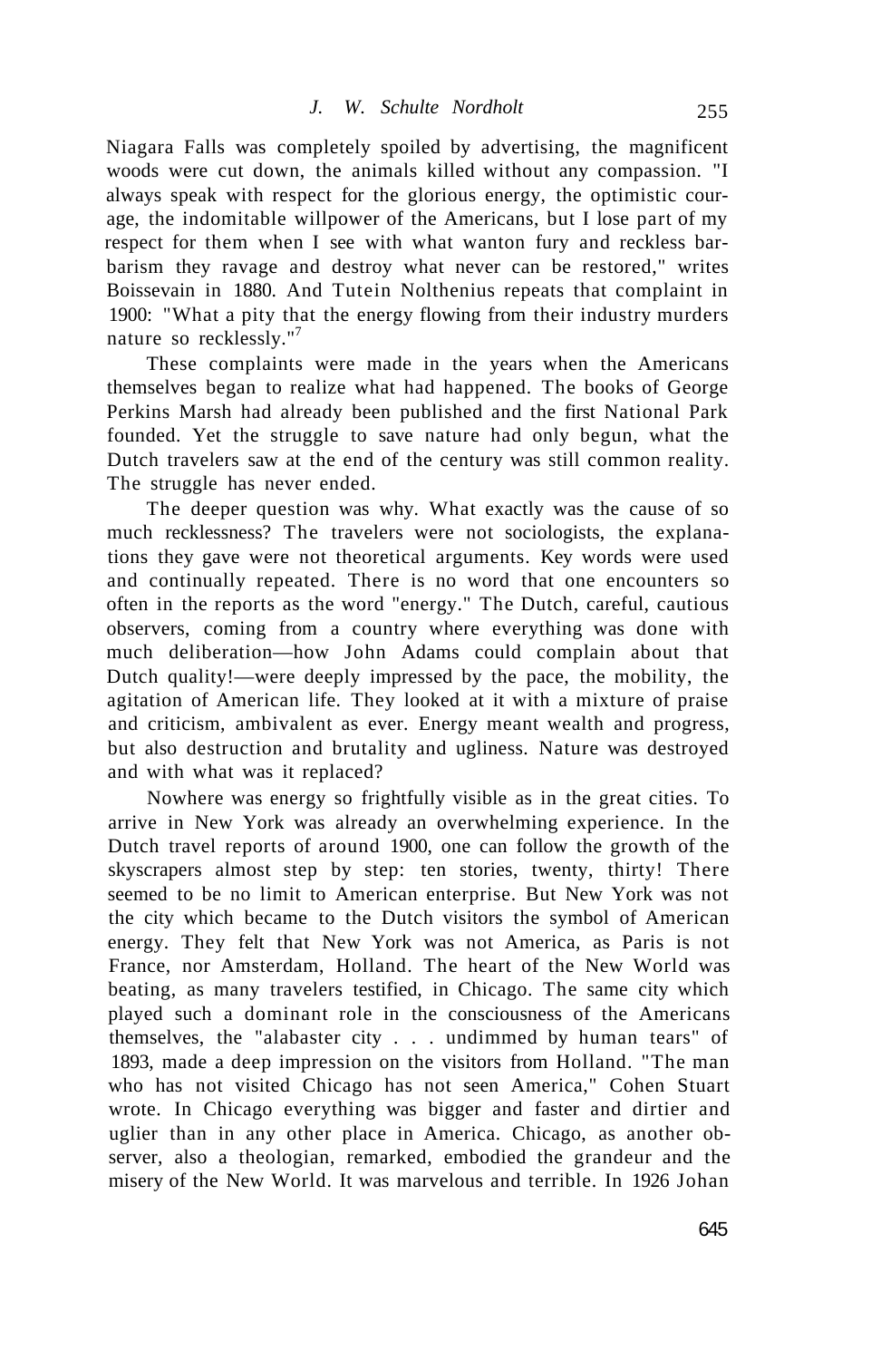Niagara Falls was completely spoiled by advertising, the magnificent woods were cut down, the animals killed without any compassion. "I always speak with respect for the glorious energy, the optimistic courage, the indomitable willpower of the Americans, but I lose part of my respect for them when I see with what wanton fury and reckless barbarism they ravage and destroy what never can be restored," writes Boissevain in 1880. And Tutein Nolthenius repeats that complaint in 1900: "What a pity that the energy flowing from their industry murders nature so recklessly."[7]

These complaints were made in the years when the Americans themselves began to realize what had happened. The books of George Perkins Marsh had already been published and the first National Park founded. Yet the struggle to save nature had only begun, what the Dutch travelers saw at the end of the century was still common reality. The struggle has never ended.

The deeper question was why. What exactly was the cause of so much recklessness? The travelers were not sociologists, the explanations they gave were not theoretical arguments. Key words were used and continually repeated. There is no word that one encounters so often in the reports as the word "energy." The Dutch, careful, cautious observers, coming from a country where everything was done with much deliberation—how John Adams could complain about that Dutch quality!—were deeply impressed by the pace, the mobility, the agitation of American life. They looked at it with a mixture of praise and criticism, ambivalent as ever. Energy meant wealth and progress, but also destruction and brutality and ugliness. Nature was destroyed and with what was it replaced?

Nowhere was energy so frightfully visible as in the great cities. To arrive in New York was already an overwhelming experience. In the Dutch travel reports of around 1900, one can follow the growth of the skyscrapers almost step by step: ten stories, twenty, thirty! There seemed to be no limit to American enterprise. But New York was not the city which became to the Dutch visitors the symbol of American energy. They felt that New York was not America, as Paris is not France, nor Amsterdam, Holland. The heart of the New World was beating, as many travelers testified, in Chicago. The same city which played such a dominant role in the consciousness of the Americans themselves, the "alabaster city . . . undimmed by human tears" of 1893, made a deep impression on the visitors from Holland. "The man who has not visited Chicago has not seen America," Cohen Stuart wrote. In Chicago everything was bigger and faster and dirtier and uglier than in any other place in America. Chicago, as another observer, also a theologian, remarked, embodied the grandeur and the misery of the New World. It was marvelous and terrible. In 1926 Johan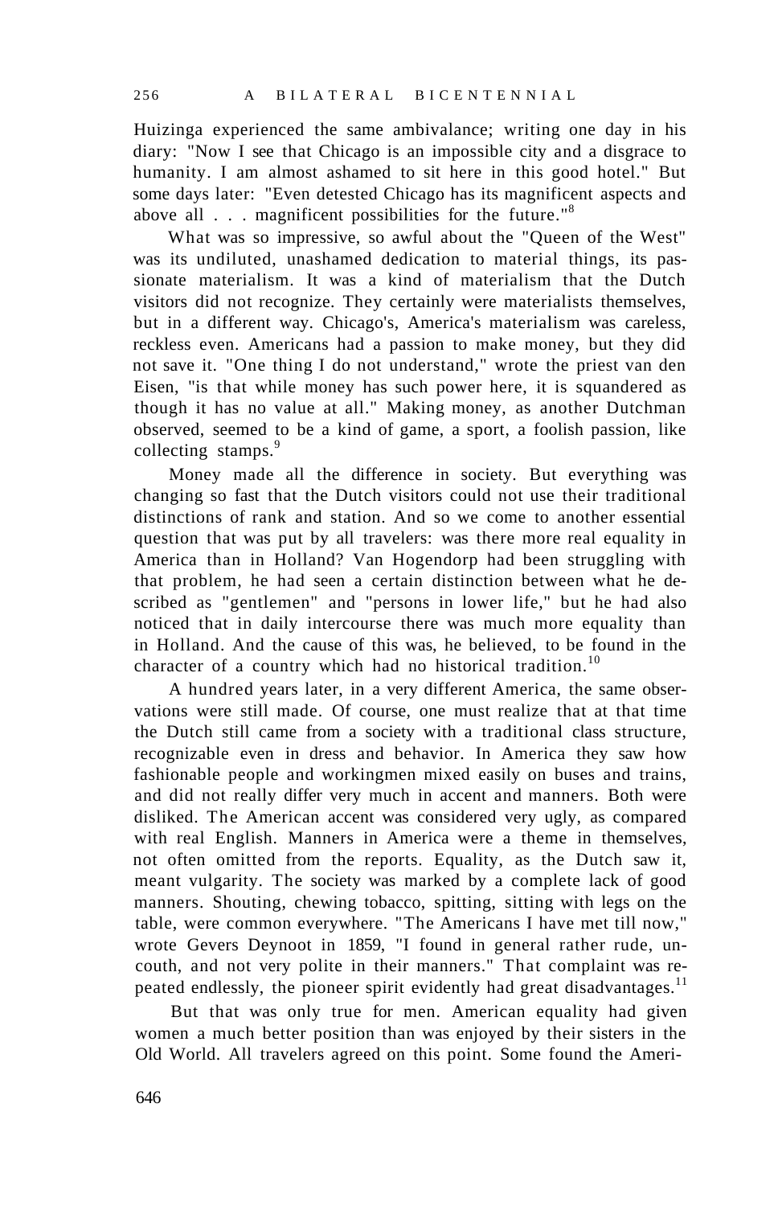Huizinga experienced the same ambivalance; writing one day in his diary: "Now I see that Chicago is an impossible city and a disgrace to humanity. I am almost ashamed to sit here in this good hotel." But some days later: "Even detested Chicago has its magnificent aspects and above all . . . magnificent possibilities for the future."[8]

What was so impressive, so awful about the "Queen of the West" was its undiluted, unashamed dedication to material things, its passionate materialism. It was a kind of materialism that the Dutch visitors did not recognize. They certainly were materialists themselves, but in a different way. Chicago's, America's materialism was careless, reckless even. Americans had a passion to make money, but they did not save it. "One thing I do not understand," wrote the priest van den Eisen, "is that while money has such power here, it is squandered as though it has no value at all." Making money, as another Dutchman observed, seemed to be a kind of game, a sport, a foolish passion, like collecting stamps.[9]

Money made all the difference in society. But everything was changing so fast that the Dutch visitors could not use their traditional distinctions of rank and station. And so we come to another essential question that was put by all travelers: was there more real equality in America than in Holland? Van Hogendorp had been struggling with that problem, he had seen a certain distinction between what he described as "gentlemen" and "persons in lower life," but he had also noticed that in daily intercourse there was much more equality than in Holland. And the cause of this was, he believed, to be found in the character of a country which had no historical tradition.[10]

A hundred years later, in a very different America, the same observations were still made. Of course, one must realize that at that time the Dutch still came from a society with a traditional class structure, recognizable even in dress and behavior. In America they saw how fashionable people and workingmen mixed easily on buses and trains, and did not really differ very much in accent and manners. Both were disliked. The American accent was considered very ugly, as compared with real English. Manners in America were a theme in themselves, not often omitted from the reports. Equality, as the Dutch saw it, meant vulgarity. The society was marked by a complete lack of good manners. Shouting, chewing tobacco, spitting, sitting with legs on the table, were common everywhere. "The Americans I have met till now," wrote Gevers Deynoot in 1859, "I found in general rather rude, uncouth, and not very polite in their manners." That complaint was repeated endlessly, the pioneer spirit evidently had great disadvantages.[11]

But that was only true for men. American equality had given women a much better position than was enjoyed by their sisters in the Old World. All travelers agreed on this point. Some found the Ameri-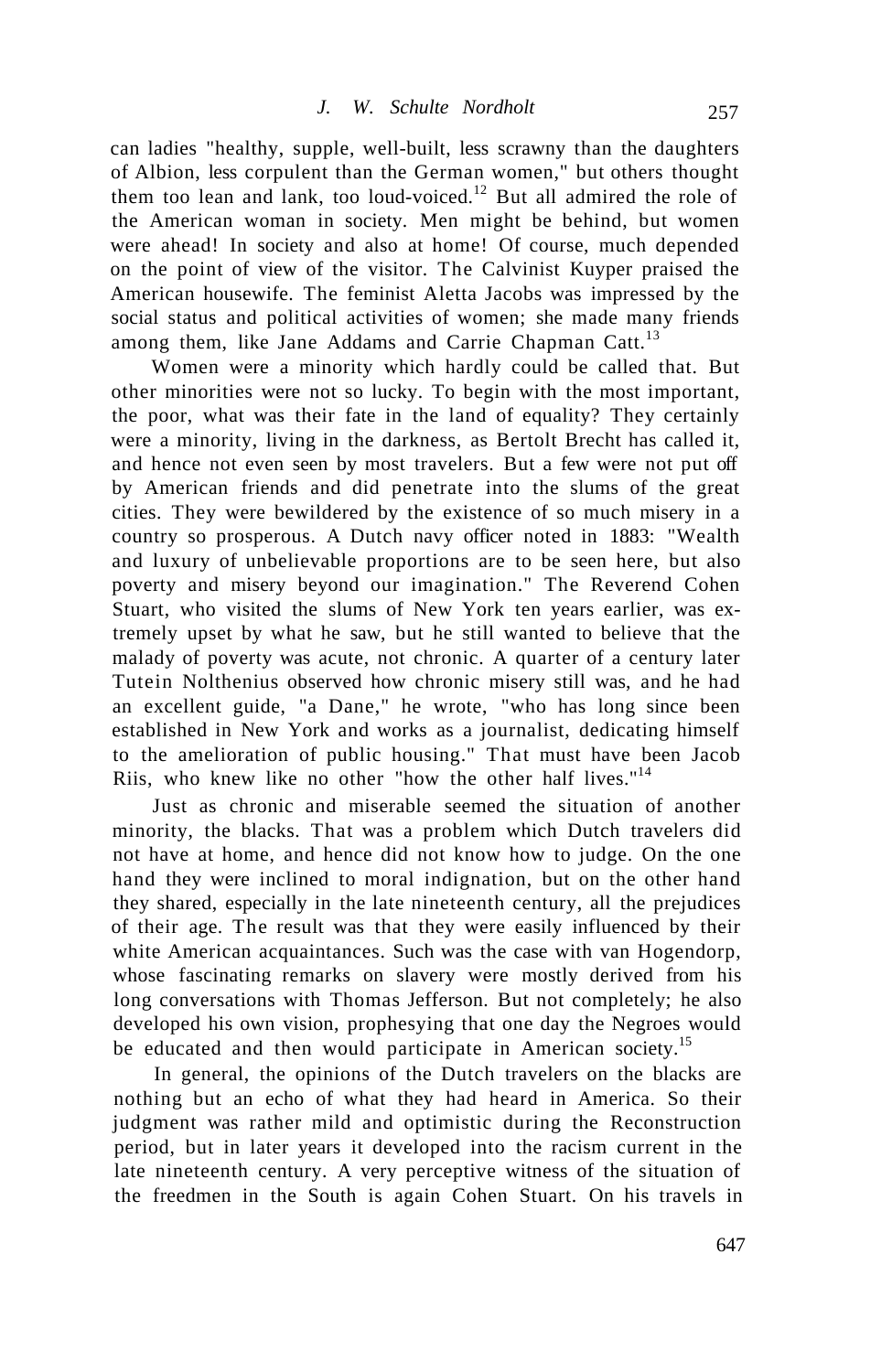can ladies "healthy, supple, well-built, less scrawny than the daughters of Albion, less corpulent than the German women," but others thought them too lean and lank, too loud-voiced.[12] But all admired the role of the American woman in society. Men might be behind, but women were ahead! In society and also at home! Of course, much depended on the point of view of the visitor. The Calvinist Kuyper praised the American housewife. The feminist Aletta Jacobs was impressed by the social status and political activities of women; she made many friends among them, like Jane Addams and Carrie Chapman Catt.[13]

Women were a minority which hardly could be called that. But other minorities were not so lucky. To begin with the most important, the poor, what was their fate in the land of equality? They certainly were a minority, living in the darkness, as Bertolt Brecht has called it, and hence not even seen by most travelers. But a few were not put off by American friends and did penetrate into the slums of the great cities. They were bewildered by the existence of so much misery in a country so prosperous. A Dutch navy officer noted in 1883: "Wealth and luxury of unbelievable proportions are to be seen here, but also poverty and misery beyond our imagination." The Reverend Cohen Stuart, who visited the slums of New York ten years earlier, was extremely upset by what he saw, but he still wanted to believe that the malady of poverty was acute, not chronic. A quarter of a century later Tutein Nolthenius observed how chronic misery still was, and he had an excellent guide, "a Dane," he wrote, "who has long since been established in New York and works as a journalist, dedicating himself to the amelioration of public housing." That must have been Jacob Riis, who knew like no other "how the other half lives."[14]

Just as chronic and miserable seemed the situation of another minority, the blacks. That was a problem which Dutch travelers did not have at home, and hence did not know how to judge. On the one hand they were inclined to moral indignation, but on the other hand they shared, especially in the late nineteenth century, all the prejudices of their age. The result was that they were easily influenced by their white American acquaintances. Such was the case with van Hogendorp, whose fascinating remarks on slavery were mostly derived from his long conversations with Thomas Jefferson. But not completely; he also developed his own vision, prophesying that one day the Negroes would be educated and then would participate in American society.[15]

In general, the opinions of the Dutch travelers on the blacks are nothing but an echo of what they had heard in America. So their judgment was rather mild and optimistic during the Reconstruction period, but in later years it developed into the racism current in the late nineteenth century. A very perceptive witness of the situation of the freedmen in the South is again Cohen Stuart. On his travels in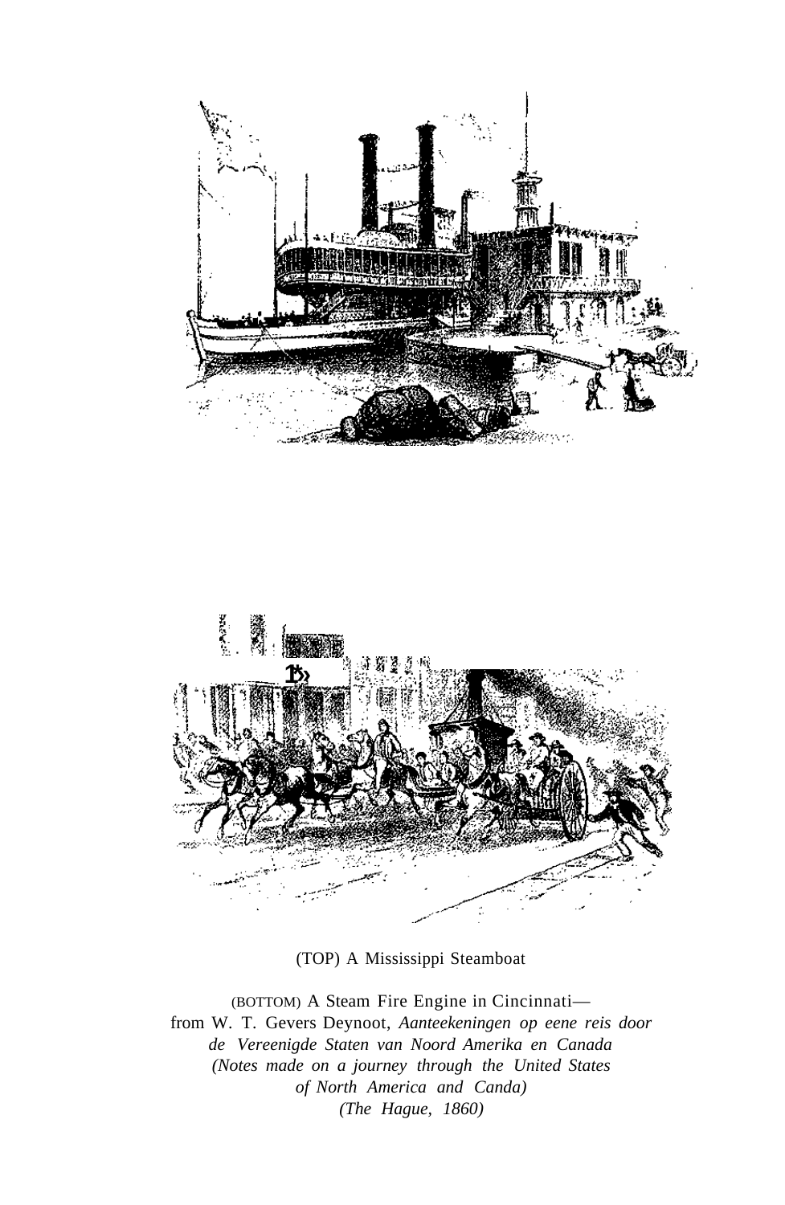(TOP) A Mississippi Steamboat

(BOTTOM) A Steam Fire Engine in Cincinnati—
from W. T. Gevers Deynoot, *Aanteekeningen op eene reis door de Vereenigde Staten van Noord Amerika en Canada (Notes made on a journey through the United States of North America and Canda) (The Hague, 1860)*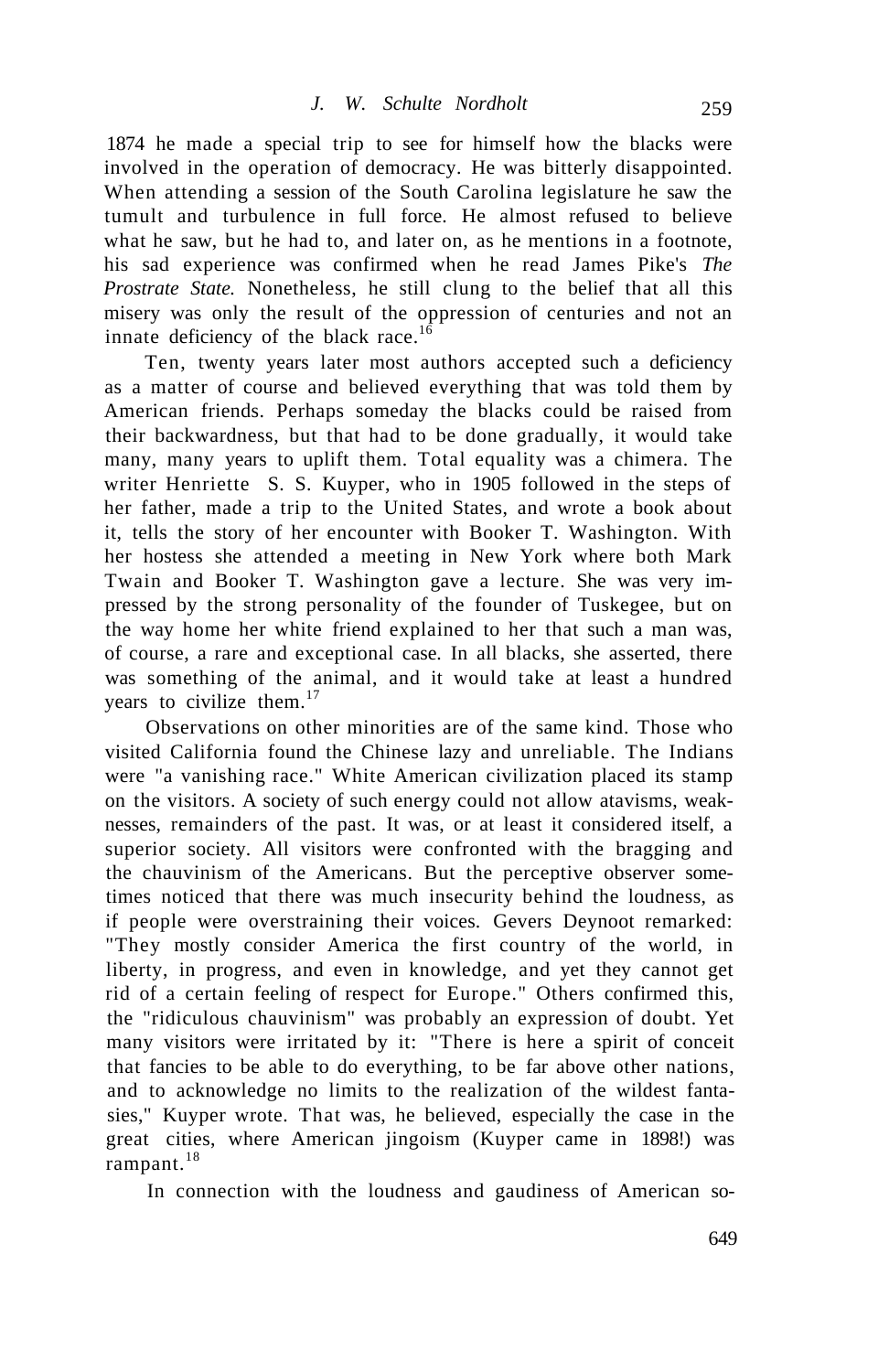1874 he made a special trip to see for himself how the blacks were involved in the operation of democracy. He was bitterly disappointed. When attending a session of the South Carolina legislature he saw the tumult and turbulence in full force. He almost refused to believe what he saw, but he had to, and later on, as he mentions in a footnote, his sad experience was confirmed when he read James Pike's *The Prostrate State.* Nonetheless, he still clung to the belief that all this misery was only the result of the oppression of centuries and not an innate deficiency of the black race.[16]

Ten, twenty years later most authors accepted such a deficiency as a matter of course and believed everything that was told them by American friends. Perhaps someday the blacks could be raised from their backwardness, but that had to be done gradually, it would take many, many years to uplift them. Total equality was a chimera. The writer Henriette S. S. Kuyper, who in 1905 followed in the steps of her father, made a trip to the United States, and wrote a book about it, tells the story of her encounter with Booker T. Washington. With her hostess she attended a meeting in New York where both Mark Twain and Booker T. Washington gave a lecture. She was very impressed by the strong personality of the founder of Tuskegee, but on the way home her white friend explained to her that such a man was, of course, a rare and exceptional case. In all blacks, she asserted, there was something of the animal, and it would take at least a hundred years to civilize them.[17]

Observations on other minorities are of the same kind. Those who visited California found the Chinese lazy and unreliable. The Indians were "a vanishing race." White American civilization placed its stamp on the visitors. A society of such energy could not allow atavisms, weaknesses, remainders of the past. It was, or at least it considered itself, a superior society. All visitors were confronted with the bragging and the chauvinism of the Americans. But the perceptive observer sometimes noticed that there was much insecurity behind the loudness, as if people were overstraining their voices. Gevers Deynoot remarked: "They mostly consider America the first country of the world, in liberty, in progress, and even in knowledge, and yet they cannot get rid of a certain feeling of respect for Europe." Others confirmed this, the "ridiculous chauvinism" was probably an expression of doubt. Yet many visitors were irritated by it: "There is here a spirit of conceit that fancies to be able to do everything, to be far above other nations, and to acknowledge no limits to the realization of the wildest fantasies," Kuyper wrote. That was, he believed, especially the case in the great cities, where American jingoism (Kuyper came in 1898!) was rampant.[18]

In connection with the loudness and gaudiness of American so-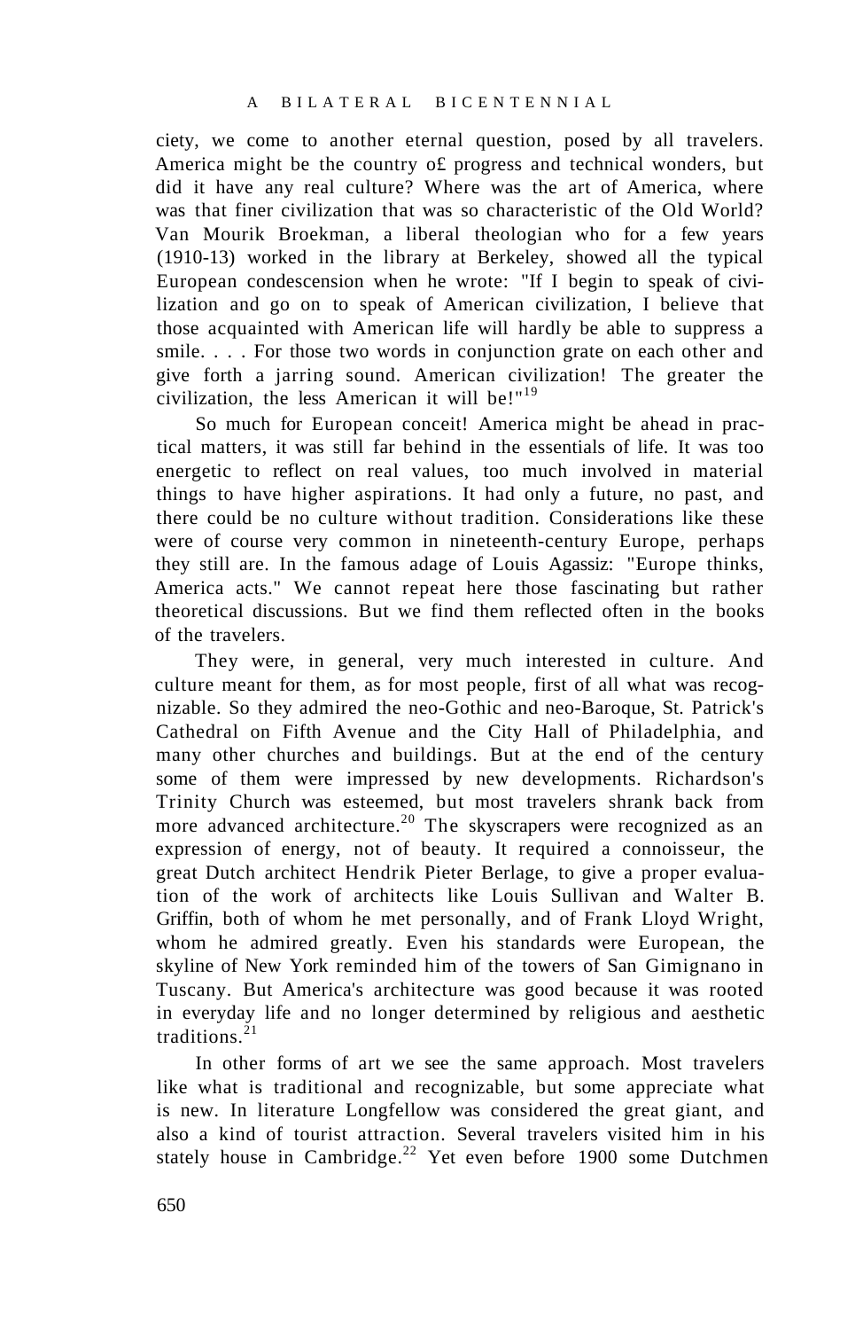ciety, we come to another eternal question, posed by all travelers. America might be the country o£ progress and technical wonders, but did it have any real culture? Where was the art of America, where was that finer civilization that was so characteristic of the Old World? Van Mourik Broekman, a liberal theologian who for a few years (1910-13) worked in the library at Berkeley, showed all the typical European condescension when he wrote: "If I begin to speak of civilization and go on to speak of American civilization, I believe that those acquainted with American life will hardly be able to suppress a smile. . . . For those two words in conjunction grate on each other and give forth a jarring sound. American civilization! The greater the civilization, the less American it will be!"[19]

So much for European conceit! America might be ahead in practical matters, it was still far behind in the essentials of life. It was too energetic to reflect on real values, too much involved in material things to have higher aspirations. It had only a future, no past, and there could be no culture without tradition. Considerations like these were of course very common in nineteenth-century Europe, perhaps they still are. In the famous adage of Louis Agassiz: "Europe thinks, America acts." We cannot repeat here those fascinating but rather theoretical discussions. But we find them reflected often in the books of the travelers.

They were, in general, very much interested in culture. And culture meant for them, as for most people, first of all what was recognizable. So they admired the neo-Gothic and neo-Baroque, St. Patrick's Cathedral on Fifth Avenue and the City Hall of Philadelphia, and many other churches and buildings. But at the end of the century some of them were impressed by new developments. Richardson's Trinity Church was esteemed, but most travelers shrank back from more advanced architecture.[20] The skyscrapers were recognized as an expression of energy, not of beauty. It required a connoisseur, the great Dutch architect Hendrik Pieter Berlage, to give a proper evaluation of the work of architects like Louis Sullivan and Walter B. Griffin, both of whom he met personally, and of Frank Lloyd Wright, whom he admired greatly. Even his standards were European, the skyline of New York reminded him of the towers of San Gimignano in Tuscany. But America's architecture was good because it was rooted in everyday life and no longer determined by religious and aesthetic traditions.[21]

In other forms of art we see the same approach. Most travelers like what is traditional and recognizable, but some appreciate what is new. In literature Longfellow was considered the great giant, and also a kind of tourist attraction. Several travelers visited him in his stately house in Cambridge.[22] Yet even before 1900 some Dutchmen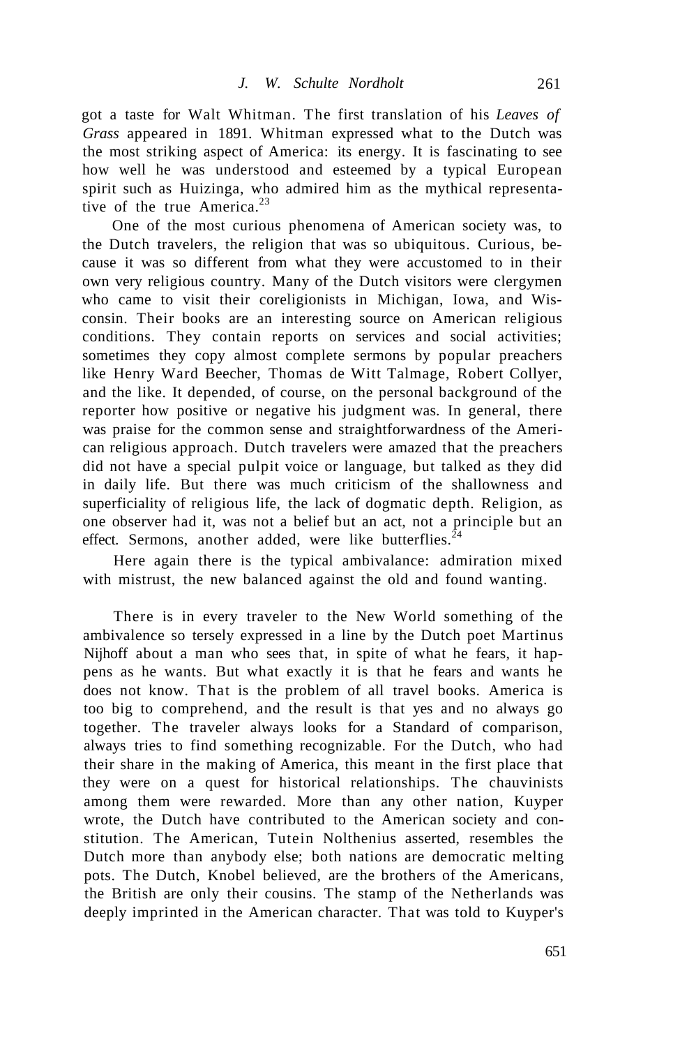got a taste for Walt Whitman. The first translation of his *Leaves of Grass* appeared in 1891. Whitman expressed what to the Dutch was the most striking aspect of America: its energy. It is fascinating to see how well he was understood and esteemed by a typical European spirit such as Huizinga, who admired him as the mythical representative of the true America.[23]

One of the most curious phenomena of American society was, to the Dutch travelers, the religion that was so ubiquitous. Curious, because it was so different from what they were accustomed to in their own very religious country. Many of the Dutch visitors were clergymen who came to visit their coreligionists in Michigan, Iowa, and Wisconsin. Their books are an interesting source on American religious conditions. They contain reports on services and social activities; sometimes they copy almost complete sermons by popular preachers like Henry Ward Beecher, Thomas de Witt Talmage, Robert Collyer, and the like. It depended, of course, on the personal background of the reporter how positive or negative his judgment was. In general, there was praise for the common sense and straightforwardness of the American religious approach. Dutch travelers were amazed that the preachers did not have a special pulpit voice or language, but talked as they did in daily life. But there was much criticism of the shallowness and superficiality of religious life, the lack of dogmatic depth. Religion, as one observer had it, was not a belief but an act, not a principle but an effect. Sermons, another added, were like butterflies.[24]

Here again there is the typical ambivalance: admiration mixed with mistrust, the new balanced against the old and found wanting.

There is in every traveler to the New World something of the ambivalence so tersely expressed in a line by the Dutch poet Martinus Nijhoff about a man who sees that, in spite of what he fears, it happens as he wants. But what exactly it is that he fears and wants he does not know. That is the problem of all travel books. America is too big to comprehend, and the result is that yes and no always go together. The traveler always looks for a Standard of comparison, always tries to find something recognizable. For the Dutch, who had their share in the making of America, this meant in the first place that they were on a quest for historical relationships. The chauvinists among them were rewarded. More than any other nation, Kuyper wrote, the Dutch have contributed to the American society and constitution. The American, Tutein Nolthenius asserted, resembles the Dutch more than anybody else; both nations are democratic melting pots. The Dutch, Knobel believed, are the brothers of the Americans, the British are only their cousins. The stamp of the Netherlands was deeply imprinted in the American character. That was told to Kuyper's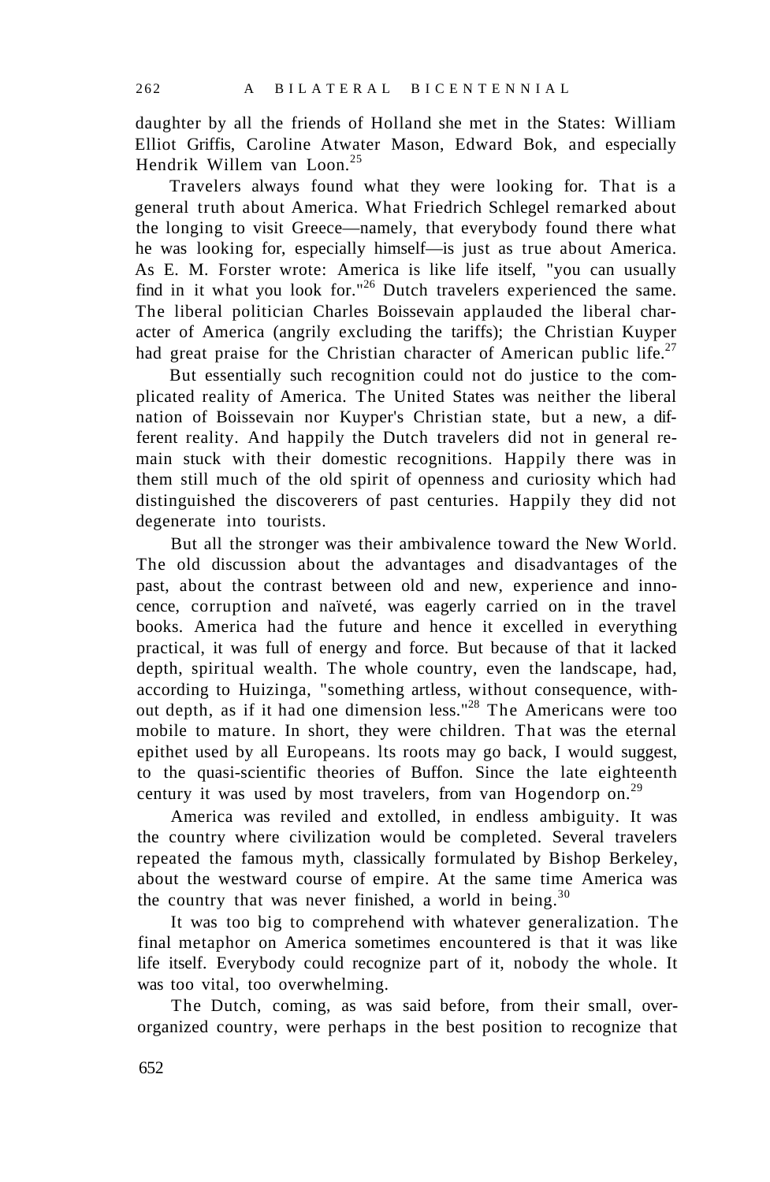daughter by all the friends of Holland she met in the States: William Elliot Griffis, Caroline Atwater Mason, Edward Bok, and especially Hendrik Willem van Loon.[25]

Travelers always found what they were looking for. That is a general truth about America. What Friedrich Schlegel remarked about the longing to visit Greece—namely, that everybody found there what he was looking for, especially himself—is just as true about America. As E. M. Forster wrote: America is like life itself, "you can usually find in it what you look for."[26] Dutch travelers experienced the same. The liberal politician Charles Boissevain applauded the liberal character of America (angrily excluding the tariffs); the Christian Kuyper had great praise for the Christian character of American public life.[27]

But essentially such recognition could not do justice to the complicated reality of America. The United States was neither the liberal nation of Boissevain nor Kuyper's Christian state, but a new, a different reality. And happily the Dutch travelers did not in general remain stuck with their domestic recognitions. Happily there was in them still much of the old spirit of openness and curiosity which had distinguished the discoverers of past centuries. Happily they did not degenerate into tourists.

But all the stronger was their ambivalence toward the New World. The old discussion about the advantages and disadvantages of the past, about the contrast between old and new, experience and innocence, corruption and naïveté, was eagerly carried on in the travel books. America had the future and hence it excelled in everything practical, it was full of energy and force. But because of that it lacked depth, spiritual wealth. The whole country, even the landscape, had, according to Huizinga, "something artless, without consequence, without depth, as if it had one dimension less."[28] The Americans were too mobile to mature. In short, they were children. That was the eternal epithet used by all Europeans. Its roots may go back, I would suggest, to the quasi-scientific theories of Buffon. Since the late eighteenth century it was used by most travelers, from van Hogendorp on.[29]

America was reviled and extolled, in endless ambiguity. It was the country where civilization would be completed. Several travelers repeated the famous myth, classically formulated by Bishop Berkeley, about the westward course of empire. At the same time America was the country that was never finished, a world in being.[30]

It was too big to comprehend with whatever generalization. The final metaphor on America sometimes encountered is that it was like life itself. Everybody could recognize part of it, nobody the whole. It was too vital, too overwhelming.

The Dutch, coming, as was said before, from their small, over-organized country, were perhaps in the best position to recognize that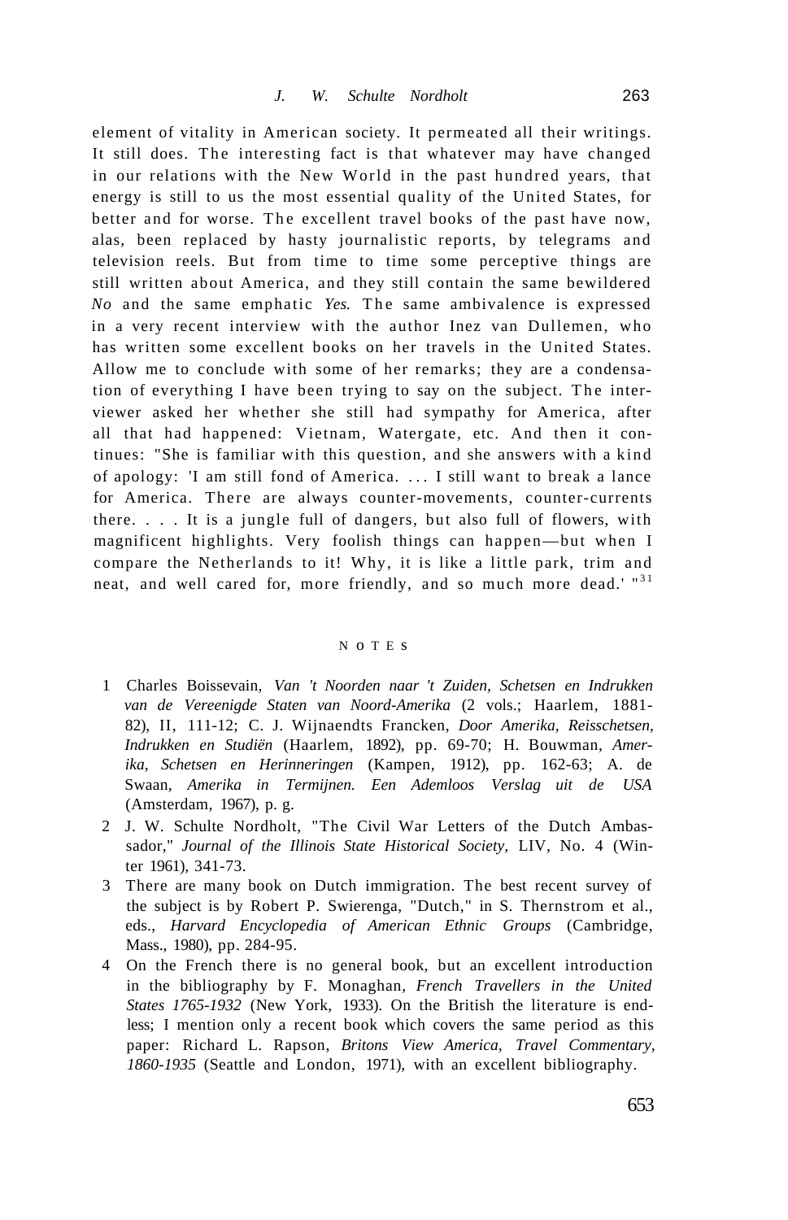element of vitality in American society. It permeated all their writings. It still does. The interesting fact is that whatever may have changed in our relations with the New World in the past hundred years, that energy is still to us the most essential quality of the United States, for better and for worse. The excellent travel books of the past have now, alas, been replaced by hasty journalistic reports, by telegrams and television reels. But from time to time some perceptive things are still written about America, and they still contain the same bewildered *No* and the same emphatic *Yes.* The same ambivalence is expressed in a very recent interview with the author Inez van Dullemen, who has written some excellent books on her travels in the United States. Allow me to conclude with some of her remarks; they are a condensation of everything I have been trying to say on the subject. The interviewer asked her whether she still had sympathy for America, after all that had happened: Vietnam, Watergate, etc. And then it continues: "She is familiar with this question, and she answers with a kind of apology: 'I am still fond of America. ... I still want to break a lance for America. There are always counter-movements, counter-currents there. . . . It is a jungle full of dangers, but also full of flowers, with magnificent highlights. Very foolish things can happen—but when I compare the Netherlands to it! Why, it is like a little park, trim and neat, and well cared for, more friendly, and so much more dead.' "[31]

## NOTES

1. Charles Boissevain, *Van 't Noorden naar 't Zuiden, Schetsen en Indrukken van de Vereenigde Staten van Noord-Amerika* (2 vols.; Haarlem, 1881-82), II, 111-12; C. J. Wijnaendts Francken, *Door Amerika, Reisschetsen, Indrukken en Studiën* (Haarlem, 1892), pp. 69-70; H. Bouwman, *Amerika, Schetsen en Herinneringen* (Kampen, 1912), pp. 162-63; A. de Swaan, *Amerika in Termijnen. Een Ademloos Verslag uit de USA* (Amsterdam, 1967), p. g.
2. J. W. Schulte Nordholt, "The Civil War Letters of the Dutch Ambassador," *Journal of the Illinois State Historical Society,* LIV, No. 4 (Winter 1961), 341-73.
3. There are many book on Dutch immigration. The best recent survey of the subject is by Robert P. Swierenga, "Dutch," in S. Thernstrom et al., eds., *Harvard Encyclopedia of American Ethnic Groups* (Cambridge, Mass., 1980), pp. 284-95.
4. On the French there is no general book, but an excellent introduction in the bibliography by F. Monaghan, *French Travellers in the United States 1765-1932* (New York, 1933). On the British the literature is endless; I mention only a recent book which covers the same period as this paper: Richard L. Rapson, *Britons View America, Travel Commentary, 1860-1935* (Seattle and London, 1971), with an excellent bibliography.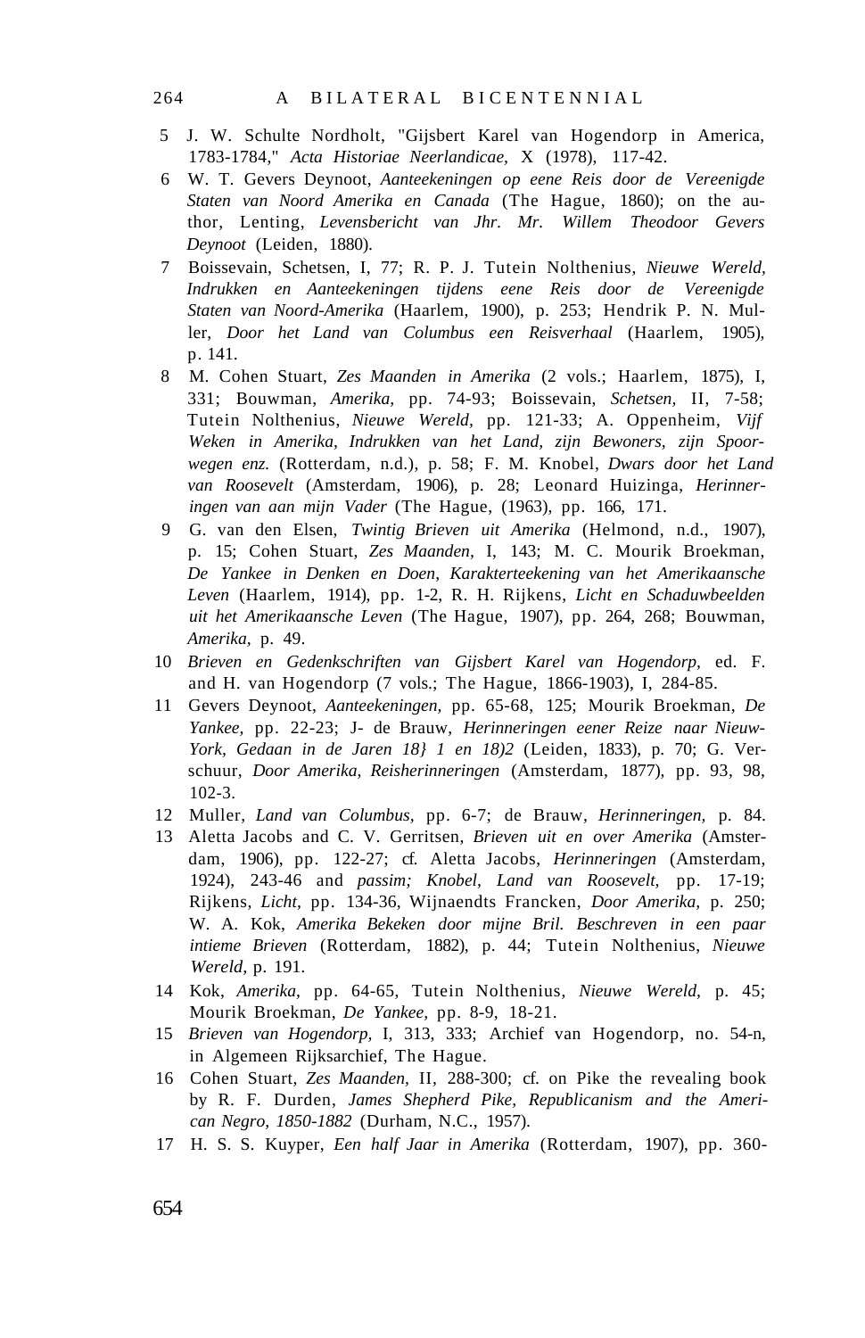5 J. W. Schulte Nordholt, "Gijsbert Karel van Hogendorp in America, 1783-1784," *Acta Historiae Neerlandicae,* X (1978), 117-42.

6 W. T. Gevers Deynoot, *Aanteekeningen op eene Reis door de Vereenigde Staten van Noord Amerika en Canada* (The Hague, 1860); on the author, Lenting, *Levensbericht van Jhr. Mr. Willem Theodoor Gevers Deynoot* (Leiden, 1880).

7 Boissevain, Schetsen, I, 77; R. P. J. Tutein Nolthenius, *Nieuwe Wereld, Indrukken en Aanteekeningen tijdens eene Reis door de Vereenigde Staten van Noord-Amerika* (Haarlem, 1900), p. 253; Hendrik P. N. Muller, *Door het Land van Columbus een Reisverhaal* (Haarlem, 1905), p. 141.

8 M. Cohen Stuart, *Zes Maanden in Amerika* (2 vols.; Haarlem, 1875), I, 331; Bouwman, *Amerika,* pp. 74-93; Boissevain, *Schetsen,* II, 7-58; Tutein Nolthenius, *Nieuwe Wereld,* pp. 121-33; A. Oppenheim, *Vijf Weken in Amerika, Indrukken van het Land, zijn Bewoners, zijn Spoorwegen enz.* (Rotterdam, n.d.), p. 58; F. M. Knobel, *Dwars door het Land van Roosevelt* (Amsterdam, 1906), p. 28; Leonard Huizinga, *Herinneringen van aan mijn Vader* (The Hague, (1963), pp. 166, 171.

9 G. van den Elsen, *Twintig Brieven uit Amerika* (Helmond, n.d., 1907), p. 15; Cohen Stuart, *Zes Maanden,* I, 143; M. C. Mourik Broekman, *De Yankee in Denken en Doen, Karakterteekening van het Amerikaansche Leven* (Haarlem, 1914), pp. 1-2, R. H. Rijkens, *Licht en Schaduwbeelden uit het Amerikaansche Leven* (The Hague, 1907), pp. 264, 268; Bouwman, *Amerika,* p. 49.

10 *Brieven en Gedenkschriften van Gijsbert Karel van Hogendorp,* ed. F. and H. van Hogendorp (7 vols.; The Hague, 1866-1903), I, 284-85.

11 Gevers Deynoot, *Aanteekeningen,* pp. 65-68, 125; Mourik Broekman, *De Yankee,* pp. 22-23; J- de Brauw, *Herinneringen eener Reize naar Nieuw-York, Gedaan in de Jaren 18} 1 en 18)2* (Leiden, 1833), p. 70; G. Verschuur, *Door Amerika, Reisherinneringen* (Amsterdam, 1877), pp. 93, 98, 102-3.

12 Muller, *Land van Columbus,* pp. 6-7; de Brauw, *Herinneringen,* p. 84.

13 Aletta Jacobs and C. V. Gerritsen, *Brieven uit en over Amerika* (Amsterdam, 1906), pp. 122-27; cf. Aletta Jacobs, *Herinneringen* (Amsterdam, 1924), 243-46 and *passim; Knobel, Land van Roosevelt,* pp. 17-19; Rijkens, *Licht,* pp. 134-36, Wijnaendts Francken, *Door Amerika,* p. 250; W. A. Kok, *Amerika Bekeken door mijne Bril. Beschreven in een paar intieme Brieven* (Rotterdam, 1882), p. 44; Tutein Nolthenius, *Nieuwe Wereld,* p. 191.

14 Kok, *Amerika,* pp. 64-65, Tutein Nolthenius, *Nieuwe Wereld,* p. 45; Mourik Broekman, *De Yankee,* pp. 8-9, 18-21.

15 *Brieven van Hogendorp,* I, 313, 333; Archief van Hogendorp, no. 54-n, in Algemeen Rijksarchief, The Hague.

16 Cohen Stuart, *Zes Maanden,* II, 288-300; cf. on Pike the revealing book by R. F. Durden, *James Shepherd Pike, Republicanism and the American Negro, 1850-1882* (Durham, N.C., 1957).

17 H. S. S. Kuyper, *Een half Jaar in Amerika* (Rotterdam, 1907), pp. 360-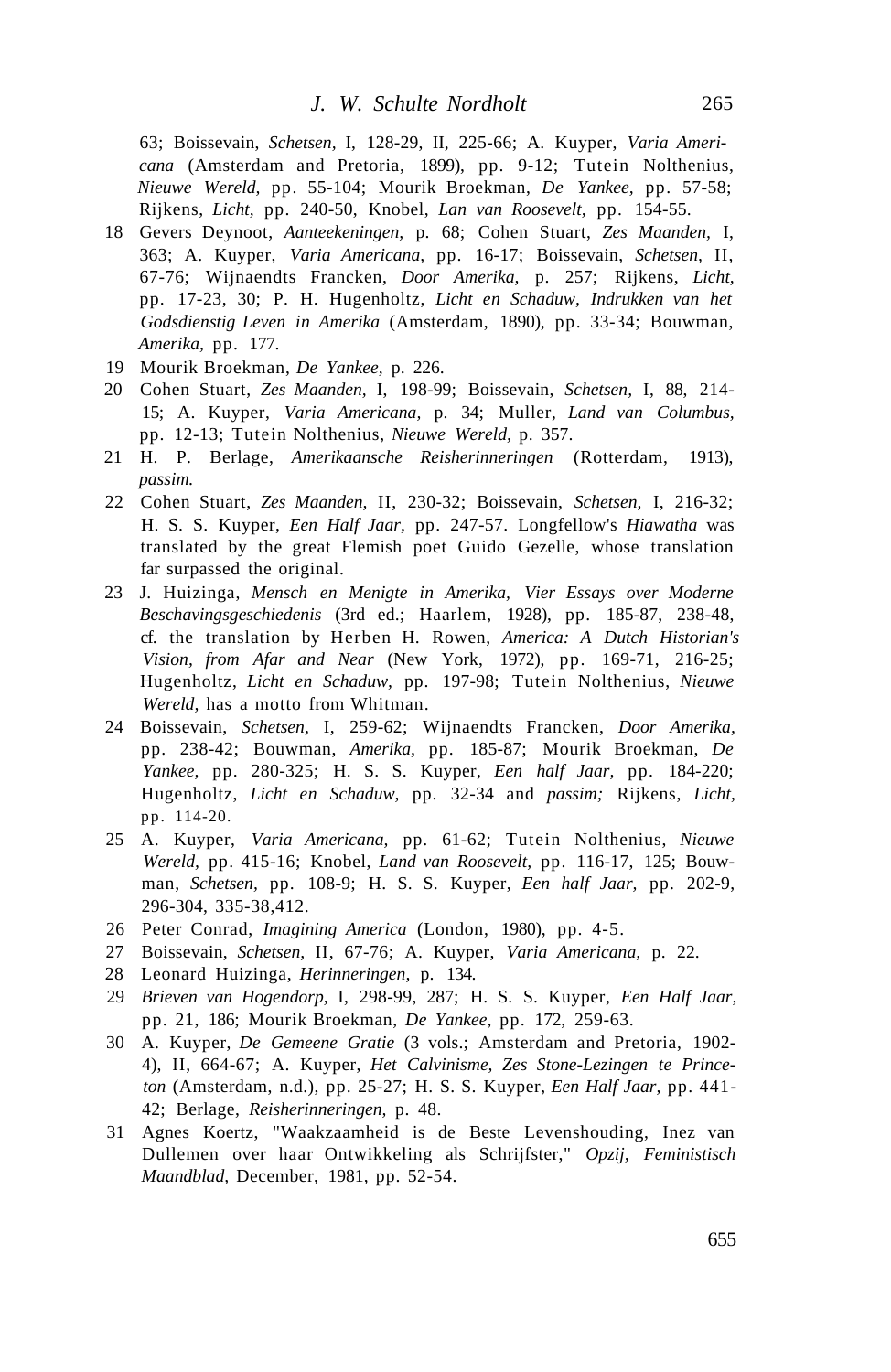63; Boissevain, *Schetsen*, I, 128-29, II, 225-66; A. Kuyper, *Varia Americana* (Amsterdam and Pretoria, 1899), pp. 9-12; Tutein Nolthenius, *Nieuwe Wereld*, pp. 55-104; Mourik Broekman, *De Yankee*, pp. 57-58; Rijkens, *Licht*, pp. 240-50, Knobel, *Lan van Roosevelt*, pp. 154-55.

18 Gevers Deynoot, *Aanteekeningen,* p. 68; Cohen Stuart, *Zes Maanden*, I, 363; A. Kuyper, *Varia Americana,* pp. 16-17; Boissevain, *Schetsen,* II, 67-76; Wijnaendts Francken, *Door Amerika*, p. 257; Rijkens, *Licht*, pp. 17-23, 30; P. H. Hugenholtz, *Licht en Schaduw, Indrukken van het Godsdienstig Leven in Amerika* (Amsterdam, 1890), pp. 33-34; Bouwman, *Amerika,* pp. 177.

19 Mourik Broekman, *De Yankee,* p. 226.

20 Cohen Stuart, *Zes Maanden*, I, 198-99; Boissevain, *Schetsen,* I, 88, 214-15; A. Kuyper, *Varia Americana,* p. 34; Muller, *Land van Columbus*, pp. 12-13; Tutein Nolthenius, *Nieuwe Wereld,* p. 357.

21 H. P. Berlage, *Amerikaansche Reisherinneringen* (Rotterdam, 1913), *passim.*

22 Cohen Stuart, *Zes Maanden,* II, 230-32; Boissevain, *Schetsen,* I, 216-32; H. S. S. Kuyper, *Een Half Jaar,* pp. 247-57. Longfellow's *Hiawatha* was translated by the great Flemish poet Guido Gezelle, whose translation far surpassed the original.

23 J. Huizinga, *Mensch en Menigte in Amerika, Vier Essays over Moderne Beschavingsgeschiedenis* (3rd ed.; Haarlem, 1928), pp. 185-87, 238-48, cf. the translation by Herben H. Rowen, *America: A Dutch Historian's Vision, from Afar and Near* (New York, 1972), pp. 169-71, 216-25; Hugenholtz, *Licht en Schaduw*, pp. 197-98; Tutein Nolthenius, *Nieuwe Wereld,* has a motto from Whitman.

24 Boissevain, *Schetsen,* I, 259-62; Wijnaendts Francken, *Door Amerika*, pp. 238-42; Bouwman, *Amerika,* pp. 185-87; Mourik Broekman, *De Yankee,* pp. 280-325; H. S. S. Kuyper, *Een half Jaar,* pp. 184-220; Hugenholtz, *Licht en Schaduw,* pp. 32-34 and *passim;* Rijkens, *Licht*, pp. 114-20.

25 A. Kuyper, *Varia Americana,* pp. 61-62; Tutein Nolthenius, *Nieuwe Wereld*, pp. 415-16; Knobel, *Land van Roosevelt,* pp. 116-17, 125; Bouwman, *Schetsen,* pp. 108-9; H. S. S. Kuyper, *Een half Jaar,* pp. 202-9, 296-304, 335-38,412.

26 Peter Conrad, *Imagining America* (London, 1980), pp. 4-5.

27 Boissevain, *Schetsen*, II, 67-76; A. Kuyper, *Varia Americana,* p. 22.

28 Leonard Huizinga, *Herinneringen,* p. 134.

29 *Brieven van Hogendorp*, I, 298-99, 287; H. S. S. Kuyper, *Een Half Jaar,* pp. 21, 186; Mourik Broekman, *De Yankee,* pp. 172, 259-63.

30 A. Kuyper, *De Gemeene Gratie* (3 vols.; Amsterdam and Pretoria, 1902-4), II, 664-67; A. Kuyper, *Het Calvinisme, Zes Stone-Lezingen te Princeton* (Amsterdam, n.d.), pp. 25-27; H. S. S. Kuyper, *Een Half Jaar,* pp. 441-42; Berlage, *Reisherinneringen*, p. 48.

31 Agnes Koertz, "Waakzaamheid is de Beste Levenshouding, Inez van Dullemen over haar Ontwikkeling als Schrijfster," *Opzij, Feministisch Maandblad,* December, 1981, pp. 52-54.